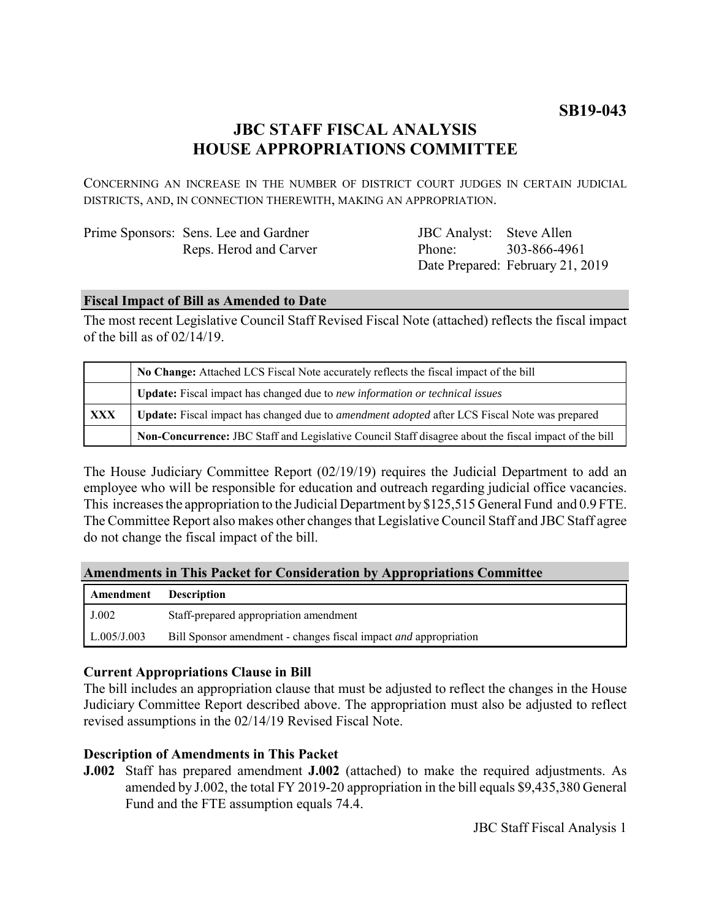**SB19-043**

# JBC STAFF FISCAL ANALYSIS
# HOUSE APPROPRIATIONS COMMITTEE

CONCERNING AN INCREASE IN THE NUMBER OF DISTRICT COURT JUDGES IN CERTAIN JUDICIAL DISTRICTS, AND, IN CONNECTION THEREWITH, MAKING AN APPROPRIATION.

| | | | |
|---|---|---|---|
| Prime Sponsors: | Sens. Lee and Gardner | JBC Analyst: | Steve Allen |
| | Reps. Herod and Carver | Phone: | 303-866-4961 |
| | | Date Prepared: | February 21, 2019 |

## Fiscal Impact of Bill as Amended to Date

The most recent Legislative Council Staff Revised Fiscal Note (attached) reflects the fiscal impact of the bill as of 02/14/19.

| | |
|---|---|
| | **No Change:** Attached LCS Fiscal Note accurately reflects the fiscal impact of the bill |
| | **Update:** Fiscal impact has changed due to *new information or technical issues* |
| **XXX** | **Update:** Fiscal impact has changed due to *amendment adopted* after LCS Fiscal Note was prepared |
| | **Non-Concurrence:** JBC Staff and Legislative Council Staff disagree about the fiscal impact of the bill |

The House Judiciary Committee Report (02/19/19) requires the Judicial Department to add an employee who will be responsible for education and outreach regarding judicial office vacancies. This increases the appropriation to the Judicial Department by $125,515 General Fund and 0.9 FTE. The Committee Report also makes other changes that Legislative Council Staff and JBC Staff agree do not change the fiscal impact of the bill.

## Amendments in This Packet for Consideration by Appropriations Committee

| Amendment | Description |
|---|---|
| J.002 | Staff-prepared appropriation amendment |
| L.005/J.003 | Bill Sponsor amendment - changes fiscal impact *and* appropriation |

### Current Appropriations Clause in Bill

The bill includes an appropriation clause that must be adjusted to reflect the changes in the House Judiciary Committee Report described above. The appropriation must also be adjusted to reflect revised assumptions in the 02/14/19 Revised Fiscal Note.

### Description of Amendments in This Packet

**J.002** Staff has prepared amendment **J.002** (attached) to make the required adjustments. As amended by J.002, the total FY 2019-20 appropriation in the bill equals $9,435,380 General Fund and the FTE assumption equals 74.4.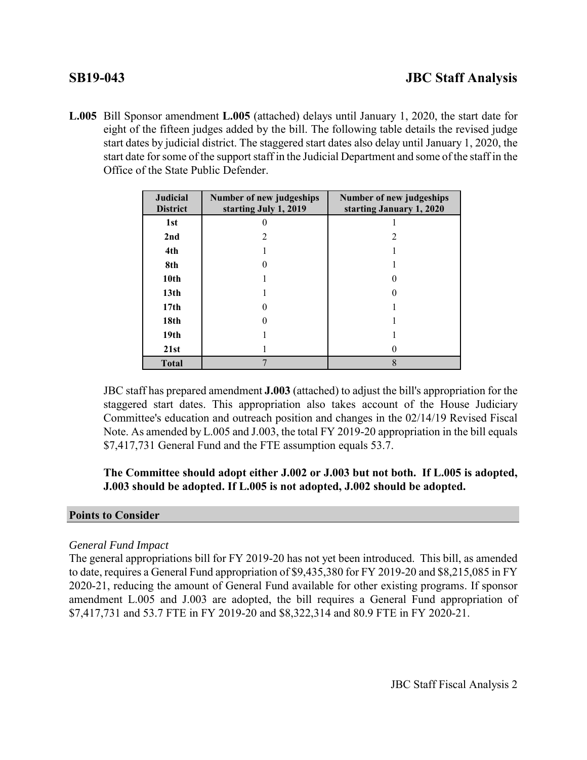**L.005** Bill Sponsor amendment **L.005** (attached) delays until January 1, 2020, the start date for eight of the fifteen judges added by the bill. The following table details the revised judge start dates by judicial district. The staggered start dates also delay until January 1, 2020, the start date for some of the support staff in the Judicial Department and some of the staff in the Office of the State Public Defender.

| Judicial District | Number of new judgeships starting July 1, 2019 | Number of new judgeships starting January 1, 2020 |
|---|---|---|
| 1st | 0 | 1 |
| 2nd | 2 | 2 |
| 4th | 1 | 1 |
| 8th | 0 | 1 |
| 10th | 1 | 0 |
| 13th | 1 | 0 |
| 17th | 0 | 1 |
| 18th | 0 | 1 |
| 19th | 1 | 1 |
| 21st | 1 | 0 |
| **Total** | 7 | 8 |

JBC staff has prepared amendment **J.003** (attached) to adjust the bill's appropriation for the staggered start dates. This appropriation also takes account of the House Judiciary Committee's education and outreach position and changes in the 02/14/19 Revised Fiscal Note. As amended by L.005 and J.003, the total FY 2019-20 appropriation in the bill equals $7,417,731 General Fund and the FTE assumption equals 53.7.

**The Committee should adopt either J.002 or J.003 but not both. If L.005 is adopted, J.003 should be adopted. If L.005 is not adopted, J.002 should be adopted.**

## Points to Consider

*General Fund Impact*

The general appropriations bill for FY 2019-20 has not yet been introduced. This bill, as amended to date, requires a General Fund appropriation of $9,435,380 for FY 2019-20 and $8,215,085 in FY 2020-21, reducing the amount of General Fund available for other existing programs. If sponsor amendment L.005 and J.003 are adopted, the bill requires a General Fund appropriation of $7,417,731 and 53.7 FTE in FY 2019-20 and $8,322,314 and 80.9 FTE in FY 2020-21.